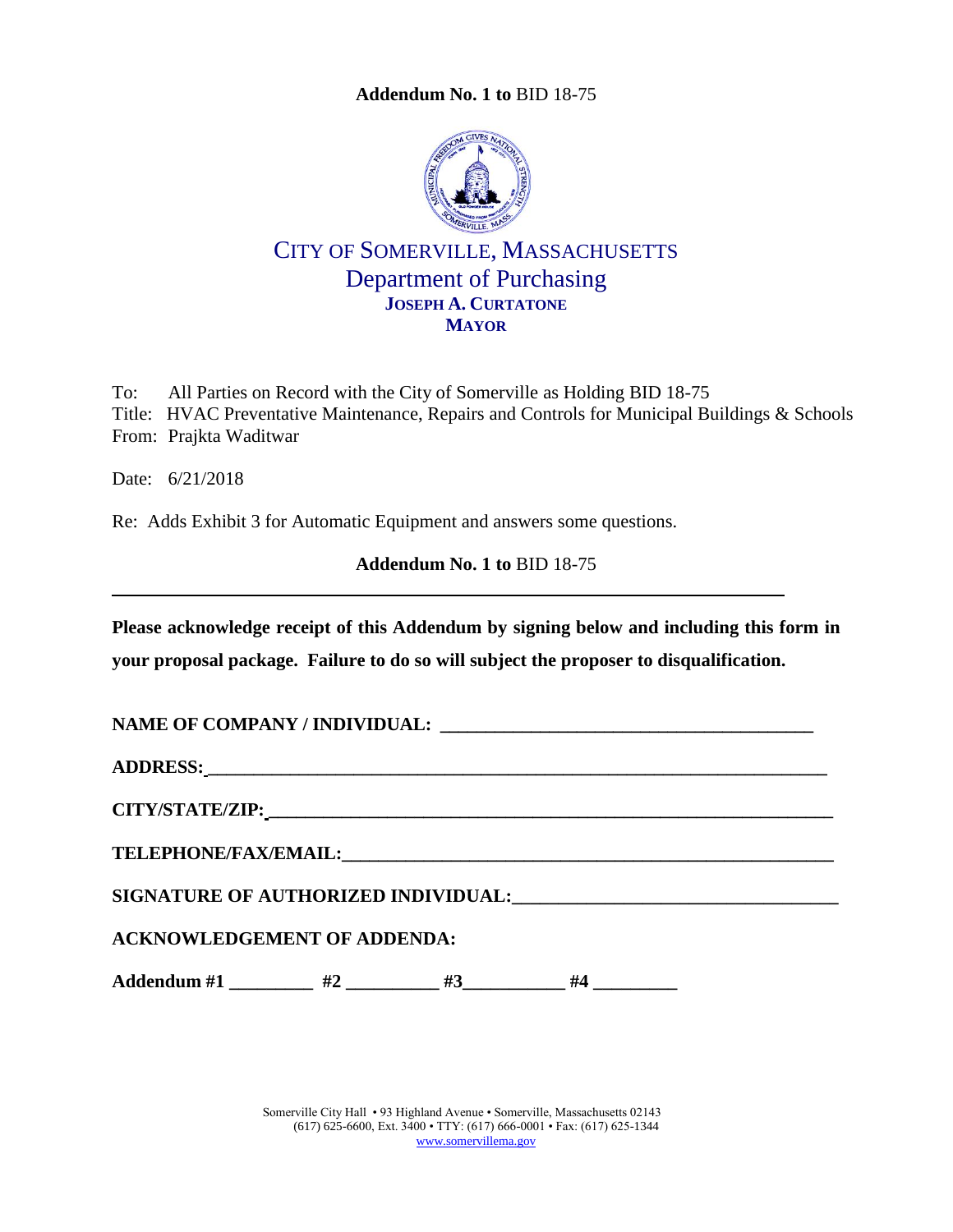**Addendum No. 1 to** BID 18-75

CITY OF SOMERVILLE, MASSACHUSETTS
Department of Purchasing
**JOSEPH A. CURTATONE**
**MAYOR**

To: All Parties on Record with the City of Somerville as Holding BID 18-75
Title: HVAC Preventative Maintenance, Repairs and Controls for Municipal Buildings & Schools
From: Prajkta Waditwar

Date: 6/21/2018

Re: Adds Exhibit 3 for Automatic Equipment and answers some questions.

**Addendum No. 1 to** BID 18-75

---

**Please acknowledge receipt of this Addendum by signing below and including this form in your proposal package. Failure to do so will subject the proposer to disqualification.**

**NAME OF COMPANY / INDIVIDUAL:** ________________________________________

**ADDRESS:** ________________________________________________________________

**CITY/STATE/ZIP:** __________________________________________________________

**TELEPHONE/FAX/EMAIL:** ____________________________________________________

**SIGNATURE OF AUTHORIZED INDIVIDUAL:** ________________________________

**ACKNOWLEDGEMENT OF ADDENDA:**

**Addendum #1** _________ **#2** __________ **#3**___________ **#4** _________

Somerville City Hall • 93 Highland Avenue • Somerville, Massachusetts 02143
(617) 625-6600, Ext. 3400 • TTY: (617) 666-0001 • Fax: (617) 625-1344
www.somervillema.gov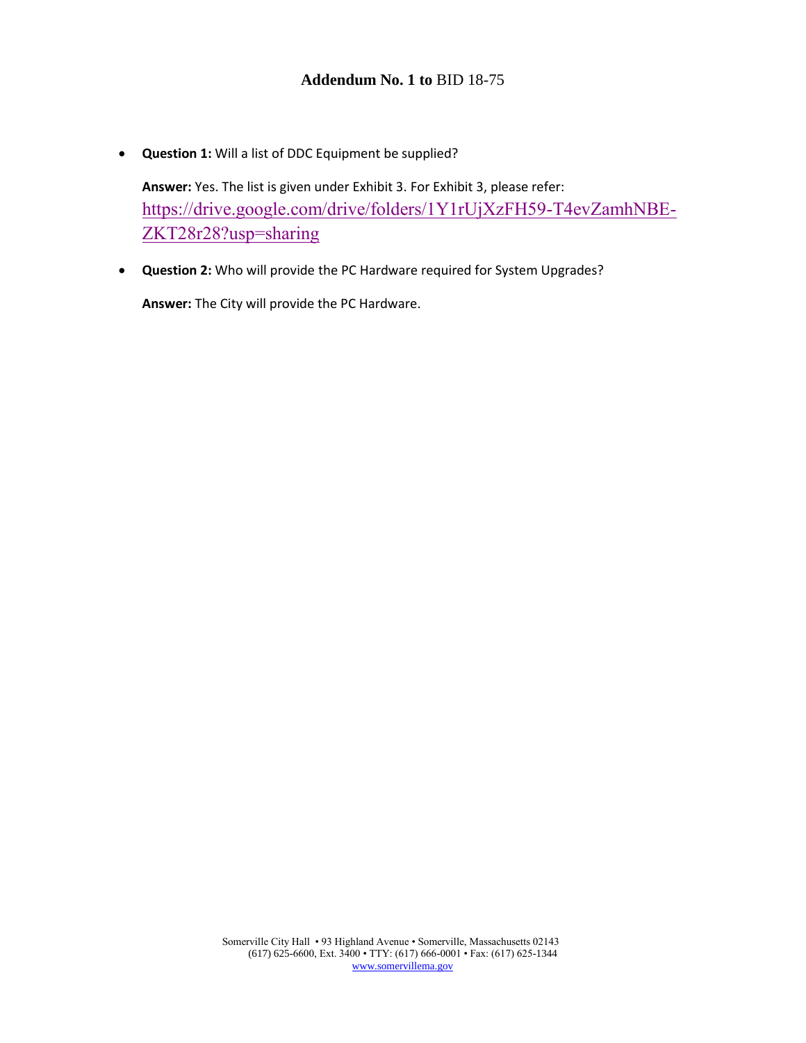## **Addendum No. 1 to** BID 18-75

- **Question 1:** Will a list of DDC Equipment be supplied?

  **Answer:** Yes. The list is given under Exhibit 3. For Exhibit 3, please refer: https://drive.google.com/drive/folders/1Y1rUjXzFH59-T4evZamhNBE-ZKT28r28?usp=sharing

- **Question 2:** Who will provide the PC Hardware required for System Upgrades?

  **Answer:** The City will provide the PC Hardware.

Somerville City Hall • 93 Highland Avenue • Somerville, Massachusetts 02143
(617) 625-6600, Ext. 3400 • TTY: (617) 666-0001 • Fax: (617) 625-1344
www.somervillema.gov